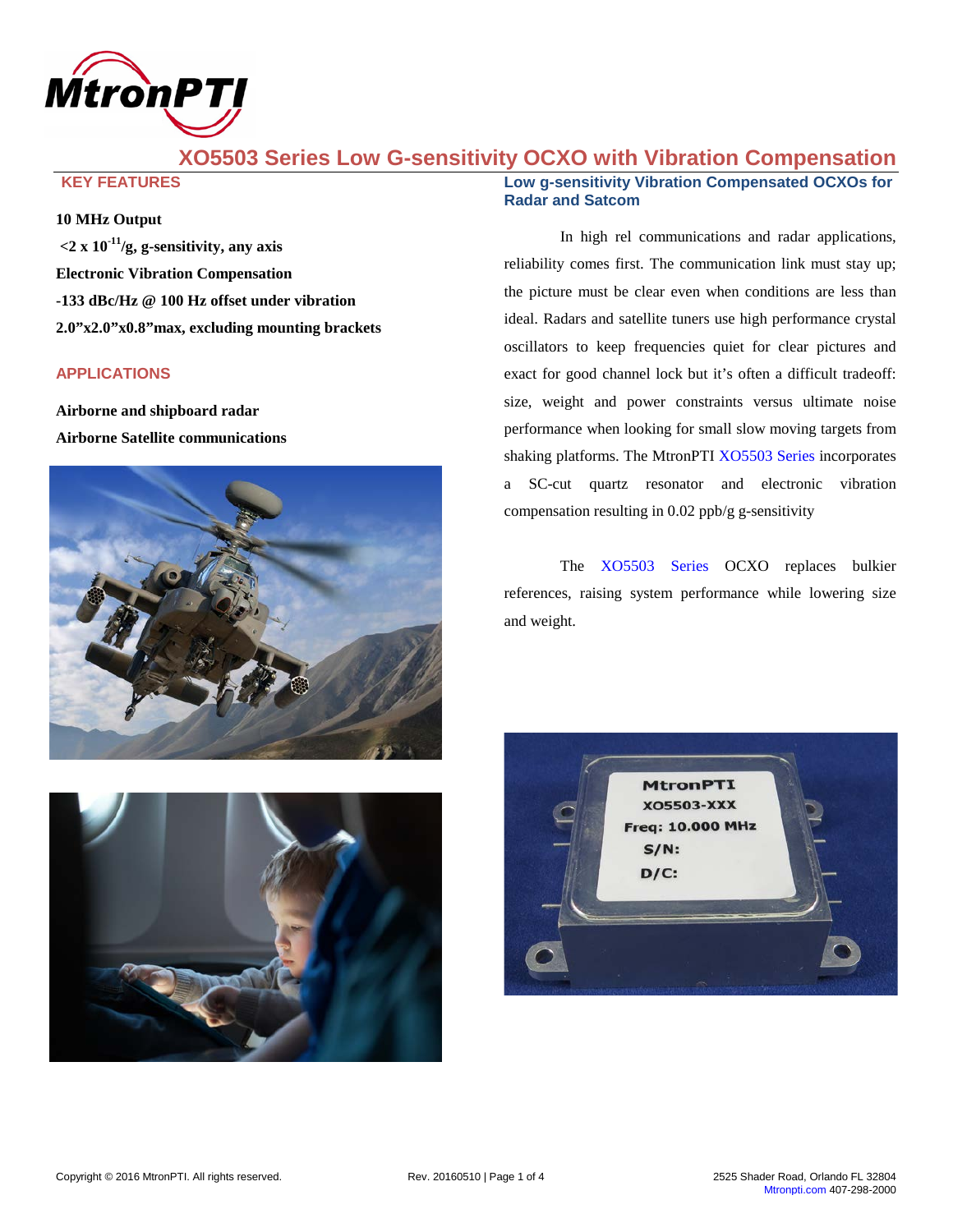# XO5503 Series Low G-sensitivity OCXO with Vibration Compensation

## KEY FEATURES

**10 MHz Output**

**<2 x $10^{-11}$/g, g-sensitivity, any axis**

**Electronic Vibration Compensation**

**-133 dBc/Hz @ 100 Hz offset under vibration**

**2.0"x2.0"x0.8"max, excluding mounting brackets**

## APPLICATIONS

**Airborne and shipboard radar**

**Airborne Satellite communications**

## Low g-sensitivity Vibration Compensated OCXOs for Radar and Satcom

In high rel communications and radar applications, reliability comes first. The communication link must stay up; the picture must be clear even when conditions are less than ideal. Radars and satellite tuners use high performance crystal oscillators to keep frequencies quiet for clear pictures and exact for good channel lock but it's often a difficult tradeoff: size, weight and power constraints versus ultimate noise performance when looking for small slow moving targets from shaking platforms. The MtronPTI XO5503 Series incorporates a SC-cut quartz resonator and electronic vibration compensation resulting in 0.02 ppb/g g-sensitivity

The XO5503 Series OCXO replaces bulkier references, raising system performance while lowering size and weight.

Copyright © 2016 MtronPTI. All rights reserved. Rev. 20160510

2525 Shader Road, Orlando FL 32804
Mtronpti.com 407-298-2000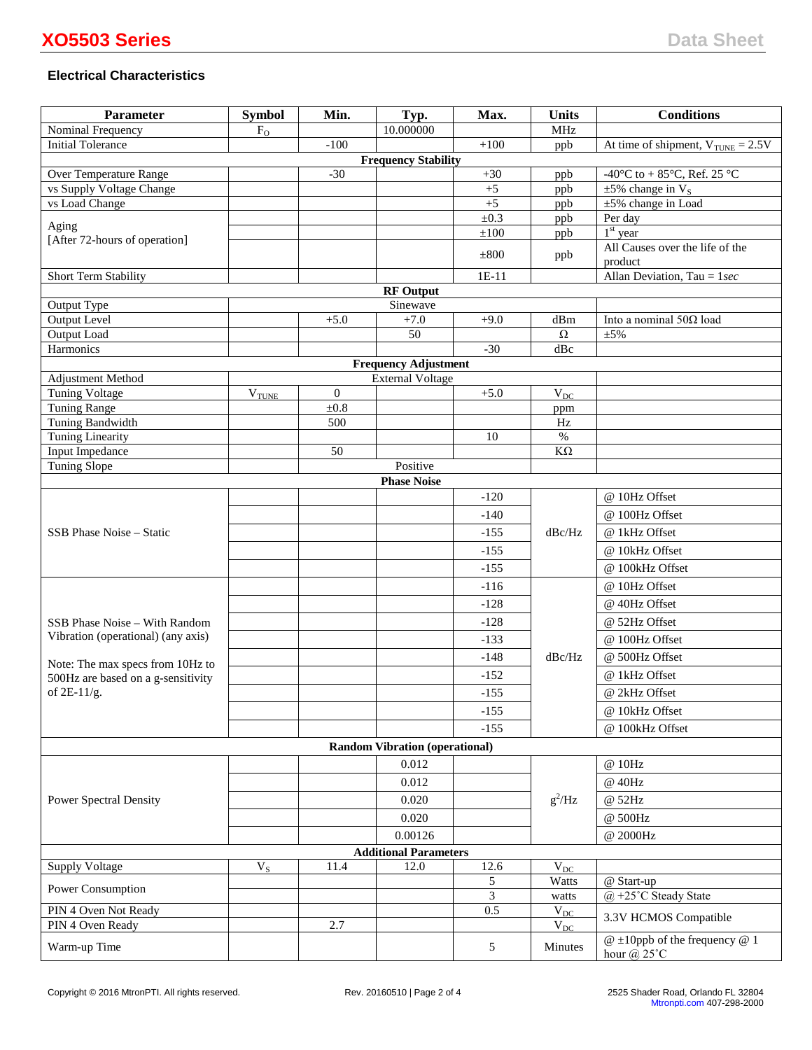### Electrical Characteristics

| Parameter | Symbol | Min. | Typ. | Max. | Units | Conditions |
|---|---|---|---|---|---|---|
| Nominal Frequency | $F_O$ | | 10.000000 | | MHz | |
| Initial Tolerance | | -100 | | +100 | ppb | At time of shipment, $V_{TUNE}$ = 2.5V |
| **Frequency Stability** | | | | | | |
| Over Temperature Range | | -30 | | +30 | ppb | -40°C to + 85°C, Ref. 25 °C |
| vs Supply Voltage Change | | | | +5 | ppb | ±5% change in $V_S$ |
| vs Load Change | | | | +5 | ppb | ±5% change in Load |
| Aging [After 72-hours of operation] | | | | ±0.3 | ppb | Per day |
| | | | | ±100 | ppb | 1st year |
| | | | | ±800 | ppb | All Causes over the life of the product |
| Short Term Stability | | | | 1E-11 | | Allan Deviation, Tau = 1*sec* |
| **RF Output** | | | | | | |
| Output Type | | | Sinewave | | | |
| Output Level | | +5.0 | +7.0 | +9.0 | dBm | Into a nominal 50Ω load |
| Output Load | | | 50 | | Ω | ±5% |
| Harmonics | | | | -30 | dBc | |
| **Frequency Adjustment** | | | | | | |
| Adjustment Method | | | External Voltage | | | |
| Tuning Voltage | $V_{TUNE}$ | 0 | | +5.0 | $V_{DC}$ | |
| Tuning Range | | ±0.8 | | | ppm | |
| Tuning Bandwidth | | 500 | | | Hz | |
| Tuning Linearity | | | | 10 | % | |
| Input Impedance | | 50 | | | KΩ | |
| Tuning Slope | | | Positive | | | |
| **Phase Noise** | | | | | | |
| SSB Phase Noise – Static | | | | -120 | dBc/Hz | @ 10Hz Offset |
| | | | | -140 | dBc/Hz | @ 100Hz Offset |
| | | | | -155 | dBc/Hz | @ 1kHz Offset |
| | | | | -155 | dBc/Hz | @ 10kHz Offset |
| | | | | -155 | dBc/Hz | @ 100kHz Offset |
| SSB Phase Noise – With Random Vibration (operational) (any axis). Note: The max specs from 10Hz to 500Hz are based on a g-sensitivity of 2E-11/g. | | | | -116 | dBc/Hz | @ 10Hz Offset |
| | | | | -128 | dBc/Hz | @ 40Hz Offset |
| | | | | -128 | dBc/Hz | @ 52Hz Offset |
| | | | | -133 | dBc/Hz | @ 100Hz Offset |
| | | | | -148 | dBc/Hz | @ 500Hz Offset |
| | | | | -152 | dBc/Hz | @ 1kHz Offset |
| | | | | -155 | dBc/Hz | @ 2kHz Offset |
| | | | | -155 | dBc/Hz | @ 10kHz Offset |
| | | | | -155 | dBc/Hz | @ 100kHz Offset |
| **Random Vibration (operational)** | | | | | | |
| Power Spectral Density | | | 0.012 | | $g^2$/Hz | @ 10Hz |
| | | | 0.012 | | $g^2$/Hz | @ 40Hz |
| | | | 0.020 | | $g^2$/Hz | @ 52Hz |
| | | | 0.020 | | $g^2$/Hz | @ 500Hz |
| | | | 0.00126 | | $g^2$/Hz | @ 2000Hz |
| **Additional Parameters** | | | | | | |
| Supply Voltage | $V_S$ | 11.4 | 12.0 | 12.6 | $V_{DC}$ | |
| Power Consumption | | | | 5 | Watts | @ Start-up |
| | | | | 3 | watts | @ +25°C Steady State |
| PIN 4 Oven Not Ready | | | | 0.5 | $V_{DC}$ | 3.3V HCMOS Compatible |
| PIN 4 Oven Ready | | 2.7 | | | $V_{DC}$ | 3.3V HCMOS Compatible |
| Warm-up Time | | | | 5 | Minutes | @ ±10ppb of the frequency @ 1 hour @ 25°C |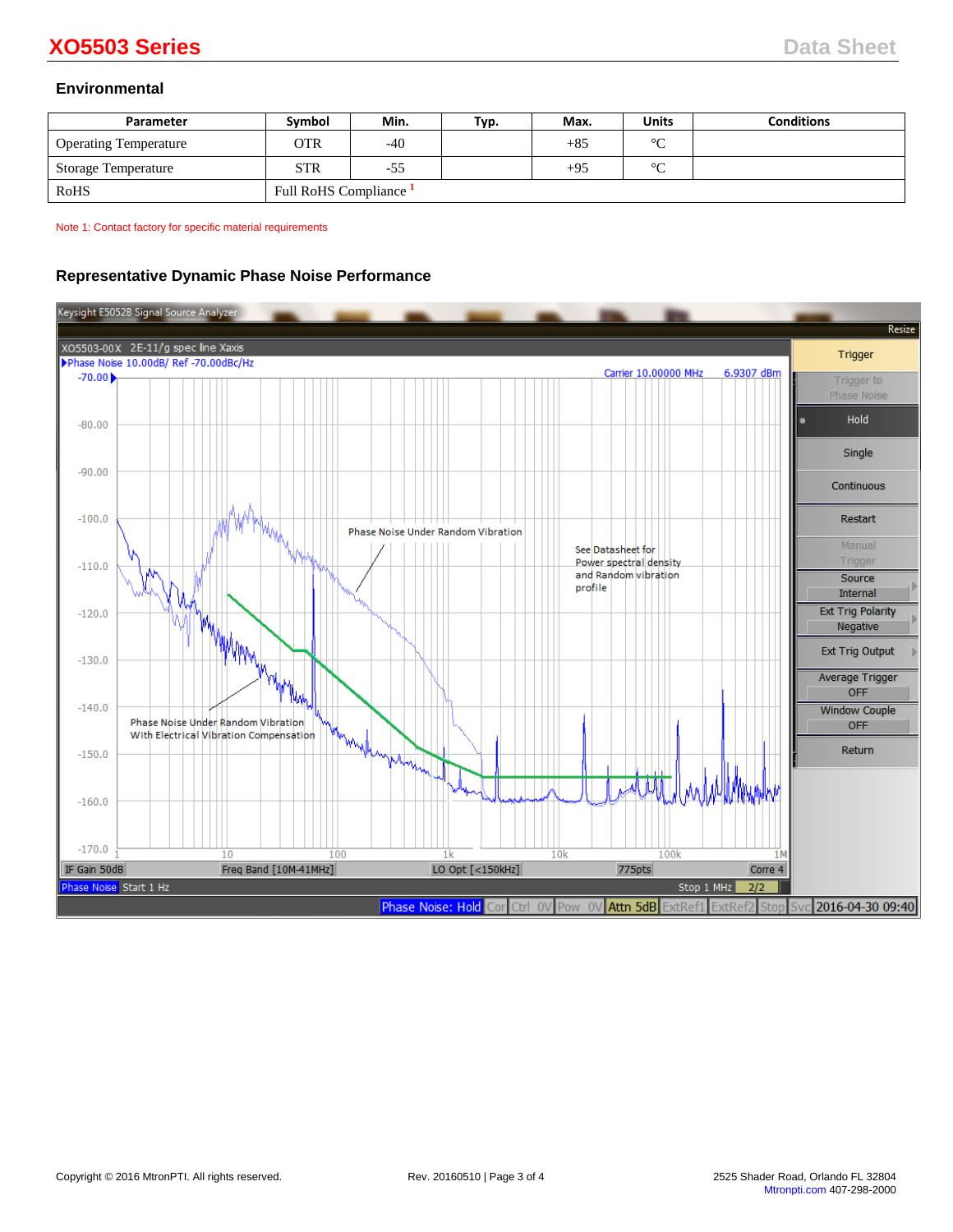## Environmental

| Parameter | Symbol | Min. | Typ. | Max. | Units | Conditions |
|---|---|---|---|---|---|---|
| Operating Temperature | OTR | -40 | | +85 | °C | |
| Storage Temperature | STR | -55 | | +95 | °C | |
| RoHS | Full RoHS Compliance [1] | | | | | |

Note 1: Contact factory for specific material requirements

## Representative Dynamic Phase Noise Performance

Keysight E5052B Signal Source Analyzer

XO5503-00X 2E-11/g spec line Xaxis

Phase Noise 10.00dB/ Ref -70.00dBc/Hz

Carrier 10.00000 MHz 6.9307 dBm

Phase Noise Under Random Vibration

See Datasheet for Power spectral density and Random vibration profile

Phase Noise Under Random Vibration With Electrical Vibration Compensation

IF Gain 50dB | Freq Band [10M-41MHz] | LO Opt [<150kHz] | 775pts | Corre 4

Phase Noise Start 1 Hz | Stop 1 MHz | 2/2

Phase Noise: Hold | Attn 5dB | 2016-04-30 09:40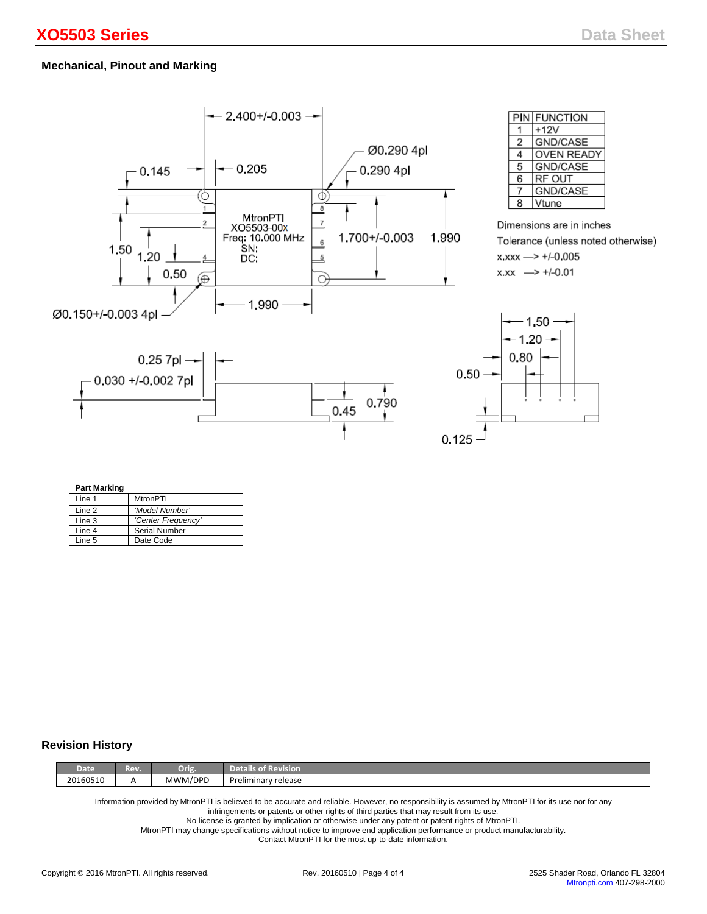## Mechanical, Pinout and Marking

2.400+/-0.003

Ø0.290 4pl

0.145

0.205

0.290 4pl

MtronPTI
XO5503-00x
Freq: 10.000 MHz
SN:
DC:

1.50

1.20

0.50

1.700+/-0.003

1.990

Ø0.150+/-0.003 4pl

1.990

| PIN | FUNCTION |
|---|---|
| 1 | +12V |
| 2 | GND/CASE |
| 4 | OVEN READY |
| 5 | GND/CASE |
| 6 | RF OUT |
| 7 | GND/CASE |
| 8 | Vtune |

Dimensions are in inches

Tolerance (unless noted otherwise)

x.xxx —> +/-0.005

x.xx —> +/-0.01

0.25 7pl

0.030 +/-0.002 7pl

0.45

0.790

1.50

1.20

0.80

0.50

0.125

| Part Marking | |
|---|---|
| Line 1 | MtronPTI |
| Line 2 | *'Model Number'* |
| Line 3 | *'Center Frequency'* |
| Line 4 | Serial Number |
| Line 5 | Date Code |

## Revision History

| Date | Rev. | Orig. | Details of Revision |
|---|---|---|---|
| 20160510 | A | MWM/DPD | Preliminary release |

Information provided by MtronPTI is believed to be accurate and reliable. However, no responsibility is assumed by MtronPTI for its use nor for any infringements or patents or other rights of third parties that may result from its use.
No license is granted by implication or otherwise under any patent or patent rights of MtronPTI.
MtronPTI may change specifications without notice to improve end application performance or product manufacturability.
Contact MtronPTI for the most up-to-date information.

Copyright © 2016 MtronPTI. All rights reserved.

2525 Shader Road, Orlando FL 32804
Mtronpti.com 407-298-2000